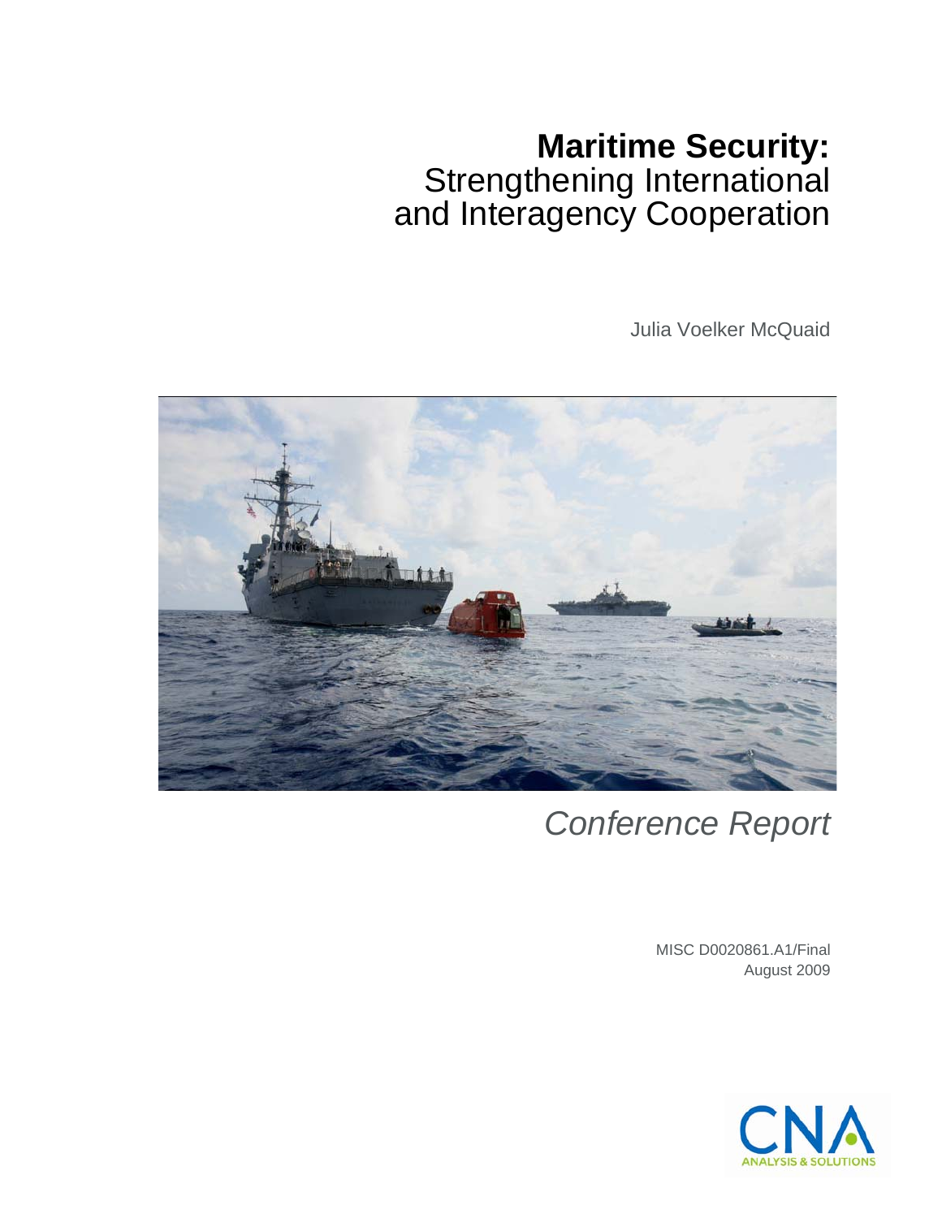# **Maritime Security:** Strengthening International and Interagency Cooperation

Julia Voelker McQuaid

*Conference Report*

MISC D0020861.A1/Final
August 2009

CNA
ANALYSIS & SOLUTIONS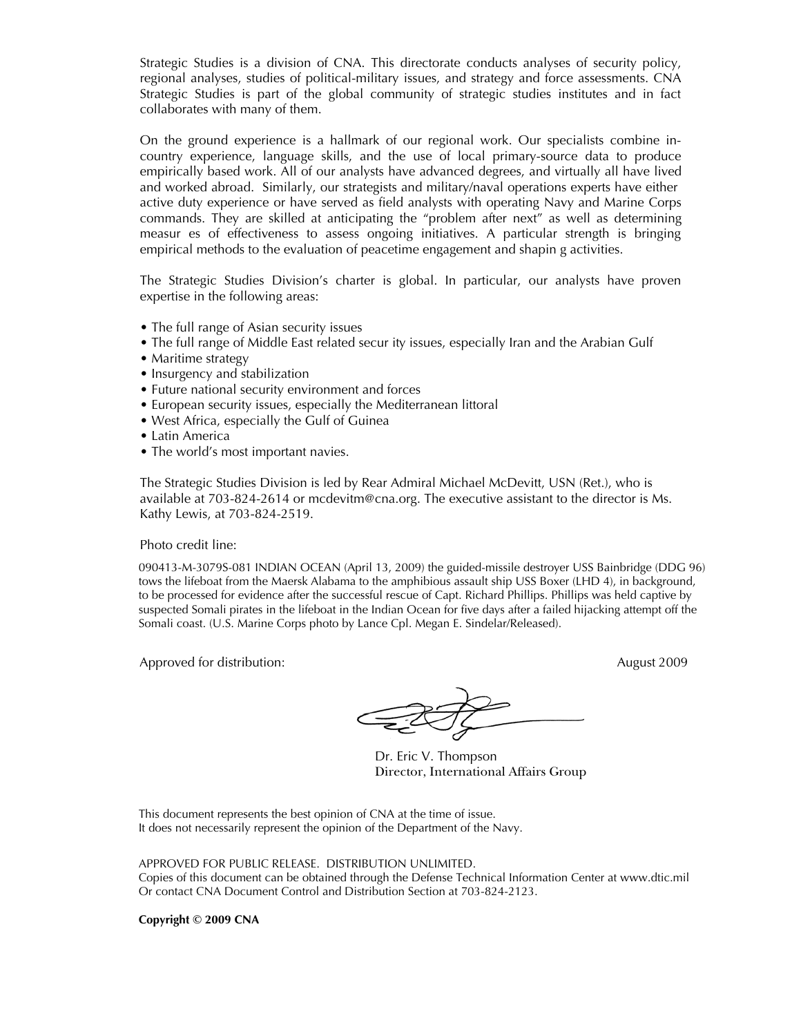Strategic Studies is a division of CNA. This directorate conducts analyses of security policy, regional analyses, studies of political-military issues, and strategy and force assessments. CNA Strategic Studies is part of the global community of strategic studies institutes and in fact collaborates with many of them.

On the ground experience is a hallmark of our regional work. Our specialists combine in-country experience, language skills, and the use of local primary-source data to produce empirically based work. All of our analysts have advanced degrees, and virtually all have lived and worked abroad. Similarly, our strategists and military/naval operations experts have either active duty experience or have served as field analysts with operating Navy and Marine Corps commands. They are skilled at anticipating the "problem after next" as well as determining measur es of effectiveness to assess ongoing initiatives. A particular strength is bringing empirical methods to the evaluation of peacetime engagement and shapin g activities.

The Strategic Studies Division's charter is global. In particular, our analysts have proven expertise in the following areas:

- The full range of Asian security issues
- The full range of Middle East related secur ity issues, especially Iran and the Arabian Gulf
- Maritime strategy
- Insurgency and stabilization
- Future national security environment and forces
- European security issues, especially the Mediterranean littoral
- West Africa, especially the Gulf of Guinea
- Latin America
- The world's most important navies.

The Strategic Studies Division is led by Rear Admiral Michael McDevitt, USN (Ret.), who is available at 703-824-2614 or mcdevitm@cna.org. The executive assistant to the director is Ms. Kathy Lewis, at 703-824-2519.

Photo credit line:

090413-M-3079S-081 INDIAN OCEAN (April 13, 2009) the guided-missile destroyer USS Bainbridge (DDG 96) tows the lifeboat from the Maersk Alabama to the amphibious assault ship USS Boxer (LHD 4), in background, to be processed for evidence after the successful rescue of Capt. Richard Phillips. Phillips was held captive by suspected Somali pirates in the lifeboat in the Indian Ocean for five days after a failed hijacking attempt off the Somali coast. (U.S. Marine Corps photo by Lance Cpl. Megan E. Sindelar/Released).

Approved for distribution: August 2009

Dr. Eric V. Thompson
Director, International Affairs Group

This document represents the best opinion of CNA at the time of issue.
It does not necessarily represent the opinion of the Department of the Navy.

APPROVED FOR PUBLIC RELEASE. DISTRIBUTION UNLIMITED.
Copies of this document can be obtained through the Defense Technical Information Center at www.dtic.mil
Or contact CNA Document Control and Distribution Section at 703-824-2123.

**Copyright © 2009 CNA**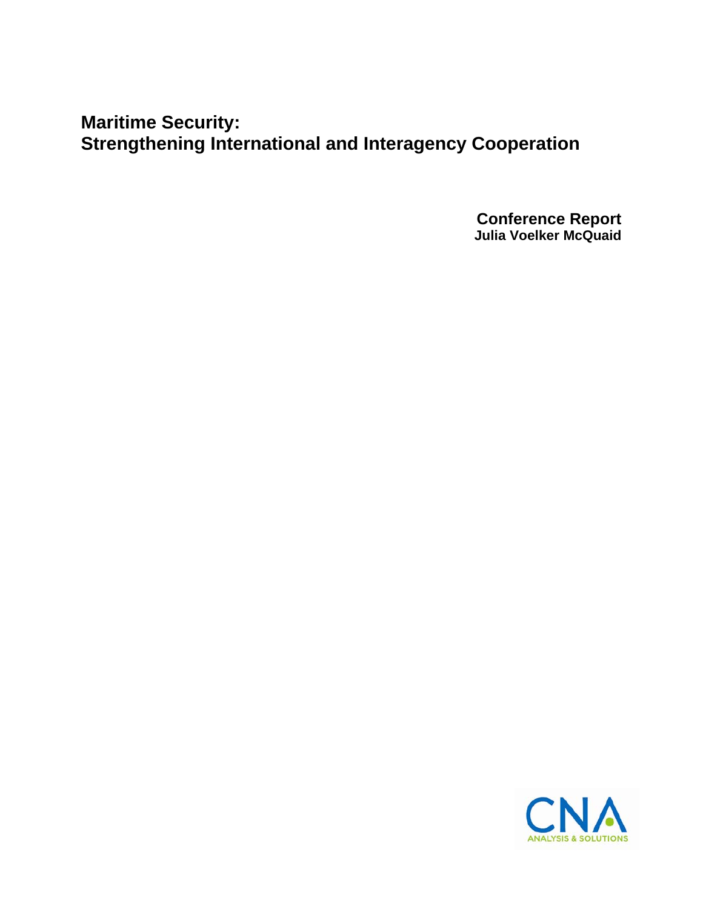# Maritime Security: Strengthening International and Interagency Cooperation

**Conference Report**
**Julia Voelker McQuaid**

CNA
ANALYSIS & SOLUTIONS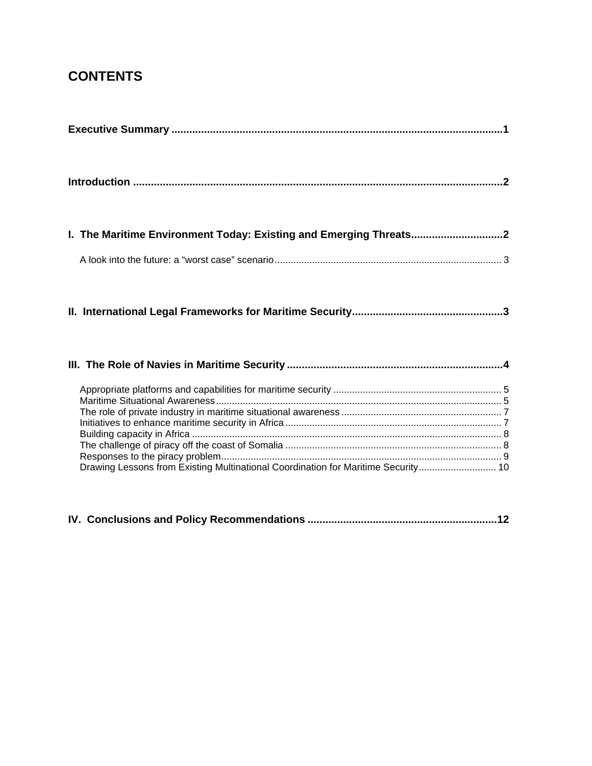# CONTENTS

**Executive Summary** ........................................................................................................... **1**

**Introduction** ........................................................................................................................ **2**

**I. The Maritime Environment Today: Existing and Emerging Threats** ............................... **2**

A look into the future: a "worst case" scenario ..................................................................... 3

**II. International Legal Frameworks for Maritime Security** ................................................... **3**

**III. The Role of Navies in Maritime Security** ....................................................................... **4**

Appropriate platforms and capabilities for maritime security ............................................... 5
Maritime Situational Awareness ........................................................................................... 5
The role of private industry in maritime situational awareness ............................................ 7
Initiatives to enhance maritime security in Africa ................................................................. 7
Building capacity in Africa .................................................................................................... 8
The challenge of piracy off the coast of Somalia ................................................................. 8
Responses to the piracy problem ......................................................................................... 9
Drawing Lessons from Existing Multinational Coordination for Maritime Security ............. 10

**IV. Conclusions and Policy Recommendations** ................................................................. **12**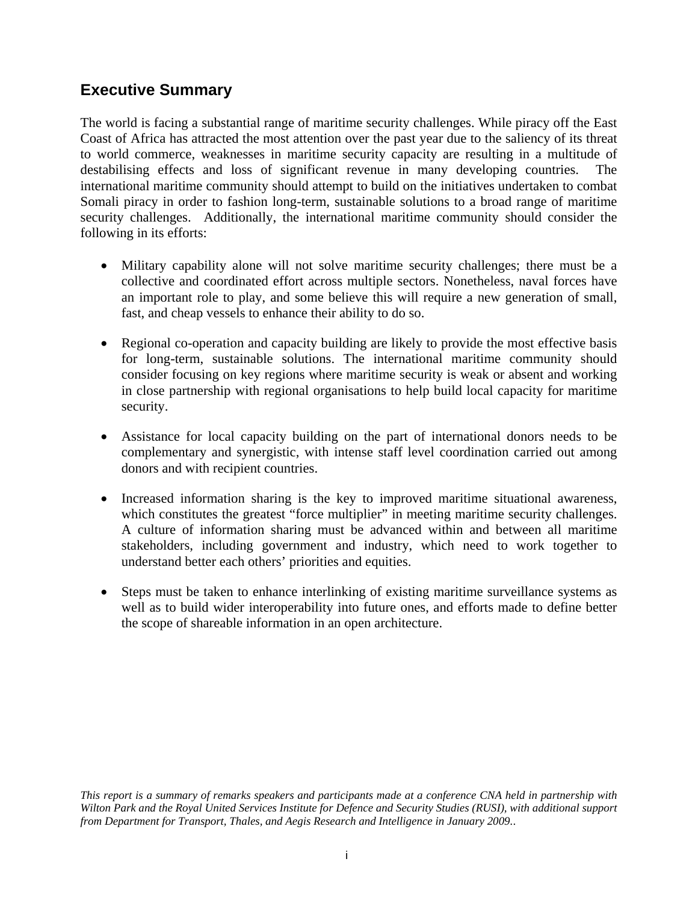## Executive Summary

The world is facing a substantial range of maritime security challenges. While piracy off the East Coast of Africa has attracted the most attention over the past year due to the saliency of its threat to world commerce, weaknesses in maritime security capacity are resulting in a multitude of destabilising effects and loss of significant revenue in many developing countries. The international maritime community should attempt to build on the initiatives undertaken to combat Somali piracy in order to fashion long-term, sustainable solutions to a broad range of maritime security challenges. Additionally, the international maritime community should consider the following in its efforts:

- Military capability alone will not solve maritime security challenges; there must be a collective and coordinated effort across multiple sectors. Nonetheless, naval forces have an important role to play, and some believe this will require a new generation of small, fast, and cheap vessels to enhance their ability to do so.

- Regional co-operation and capacity building are likely to provide the most effective basis for long-term, sustainable solutions. The international maritime community should consider focusing on key regions where maritime security is weak or absent and working in close partnership with regional organisations to help build local capacity for maritime security.

- Assistance for local capacity building on the part of international donors needs to be complementary and synergistic, with intense staff level coordination carried out among donors and with recipient countries.

- Increased information sharing is the key to improved maritime situational awareness, which constitutes the greatest "force multiplier" in meeting maritime security challenges. A culture of information sharing must be advanced within and between all maritime stakeholders, including government and industry, which need to work together to understand better each others' priorities and equities.

- Steps must be taken to enhance interlinking of existing maritime surveillance systems as well as to build wider interoperability into future ones, and efforts made to define better the scope of shareable information in an open architecture.

*This report is a summary of remarks speakers and participants made at a conference CNA held in partnership with Wilton Park and the Royal United Services Institute for Defence and Security Studies (RUSI), with additional support from Department for Transport, Thales, and Aegis Research and Intelligence in January 2009..*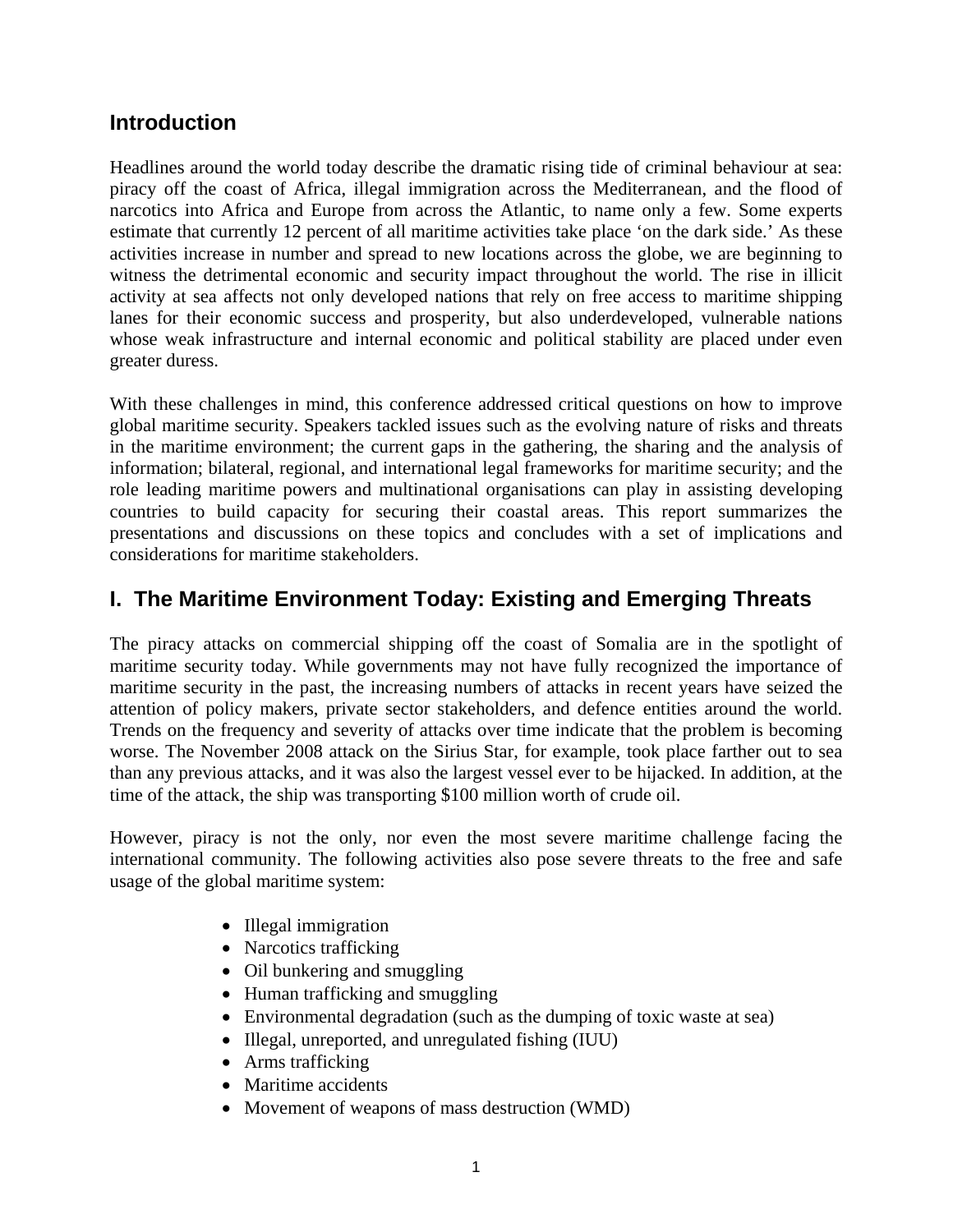## Introduction

Headlines around the world today describe the dramatic rising tide of criminal behaviour at sea: piracy off the coast of Africa, illegal immigration across the Mediterranean, and the flood of narcotics into Africa and Europe from across the Atlantic, to name only a few. Some experts estimate that currently 12 percent of all maritime activities take place 'on the dark side.' As these activities increase in number and spread to new locations across the globe, we are beginning to witness the detrimental economic and security impact throughout the world. The rise in illicit activity at sea affects not only developed nations that rely on free access to maritime shipping lanes for their economic success and prosperity, but also underdeveloped, vulnerable nations whose weak infrastructure and internal economic and political stability are placed under even greater duress.

With these challenges in mind, this conference addressed critical questions on how to improve global maritime security. Speakers tackled issues such as the evolving nature of risks and threats in the maritime environment; the current gaps in the gathering, the sharing and the analysis of information; bilateral, regional, and international legal frameworks for maritime security; and the role leading maritime powers and multinational organisations can play in assisting developing countries to build capacity for securing their coastal areas. This report summarizes the presentations and discussions on these topics and concludes with a set of implications and considerations for maritime stakeholders.

## I. The Maritime Environment Today: Existing and Emerging Threats

The piracy attacks on commercial shipping off the coast of Somalia are in the spotlight of maritime security today. While governments may not have fully recognized the importance of maritime security in the past, the increasing numbers of attacks in recent years have seized the attention of policy makers, private sector stakeholders, and defence entities around the world. Trends on the frequency and severity of attacks over time indicate that the problem is becoming worse. The November 2008 attack on the Sirius Star, for example, took place farther out to sea than any previous attacks, and it was also the largest vessel ever to be hijacked. In addition, at the time of the attack, the ship was transporting $100 million worth of crude oil.

However, piracy is not the only, nor even the most severe maritime challenge facing the international community. The following activities also pose severe threats to the free and safe usage of the global maritime system:

- Illegal immigration
- Narcotics trafficking
- Oil bunkering and smuggling
- Human trafficking and smuggling
- Environmental degradation (such as the dumping of toxic waste at sea)
- Illegal, unreported, and unregulated fishing (IUU)
- Arms trafficking
- Maritime accidents
- Movement of weapons of mass destruction (WMD)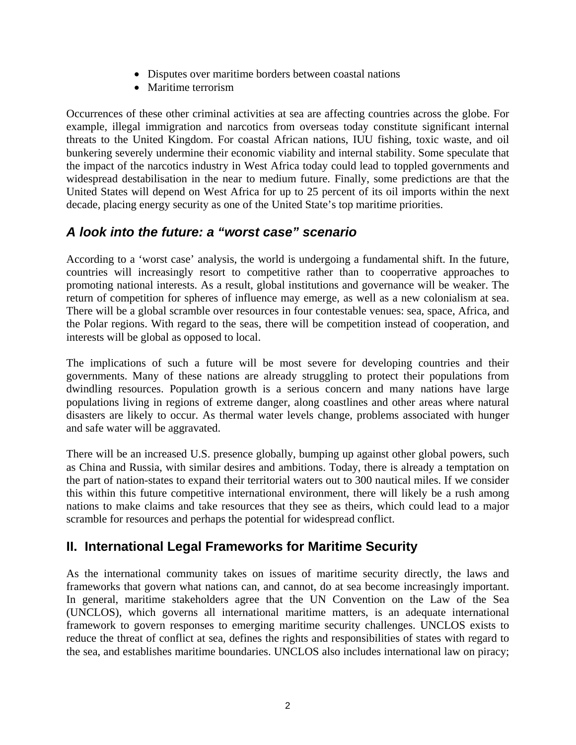- Disputes over maritime borders between coastal nations
- Maritime terrorism

Occurrences of these other criminal activities at sea are affecting countries across the globe. For example, illegal immigration and narcotics from overseas today constitute significant internal threats to the United Kingdom. For coastal African nations, IUU fishing, toxic waste, and oil bunkering severely undermine their economic viability and internal stability. Some speculate that the impact of the narcotics industry in West Africa today could lead to toppled governments and widespread destabilisation in the near to medium future. Finally, some predictions are that the United States will depend on West Africa for up to 25 percent of its oil imports within the next decade, placing energy security as one of the United State's top maritime priorities.

### *A look into the future: a "worst case" scenario*

According to a 'worst case' analysis, the world is undergoing a fundamental shift. In the future, countries will increasingly resort to competitive rather than to cooperrative approaches to promoting national interests. As a result, global institutions and governance will be weaker. The return of competition for spheres of influence may emerge, as well as a new colonialism at sea. There will be a global scramble over resources in four contestable venues: sea, space, Africa, and the Polar regions. With regard to the seas, there will be competition instead of cooperation, and interests will be global as opposed to local.

The implications of such a future will be most severe for developing countries and their governments. Many of these nations are already struggling to protect their populations from dwindling resources. Population growth is a serious concern and many nations have large populations living in regions of extreme danger, along coastlines and other areas where natural disasters are likely to occur. As thermal water levels change, problems associated with hunger and safe water will be aggravated.

There will be an increased U.S. presence globally, bumping up against other global powers, such as China and Russia, with similar desires and ambitions. Today, there is already a temptation on the part of nation-states to expand their territorial waters out to 300 nautical miles. If we consider this within this future competitive international environment, there will likely be a rush among nations to make claims and take resources that they see as theirs, which could lead to a major scramble for resources and perhaps the potential for widespread conflict.

## II. International Legal Frameworks for Maritime Security

As the international community takes on issues of maritime security directly, the laws and frameworks that govern what nations can, and cannot, do at sea become increasingly important. In general, maritime stakeholders agree that the UN Convention on the Law of the Sea (UNCLOS), which governs all international maritime matters, is an adequate international framework to govern responses to emerging maritime security challenges. UNCLOS exists to reduce the threat of conflict at sea, defines the rights and responsibilities of states with regard to the sea, and establishes maritime boundaries. UNCLOS also includes international law on piracy;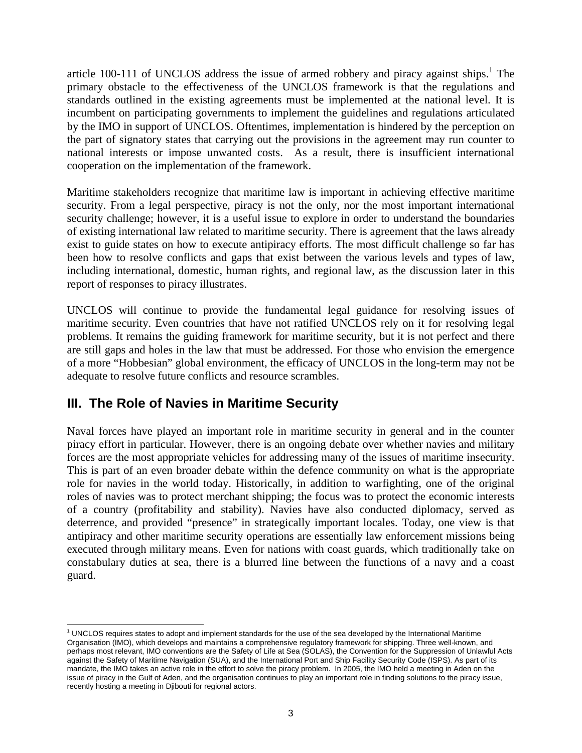article 100-111 of UNCLOS address the issue of armed robbery and piracy against ships.[1] The primary obstacle to the effectiveness of the UNCLOS framework is that the regulations and standards outlined in the existing agreements must be implemented at the national level. It is incumbent on participating governments to implement the guidelines and regulations articulated by the IMO in support of UNCLOS. Oftentimes, implementation is hindered by the perception on the part of signatory states that carrying out the provisions in the agreement may run counter to national interests or impose unwanted costs. As a result, there is insufficient international cooperation on the implementation of the framework.

Maritime stakeholders recognize that maritime law is important in achieving effective maritime security. From a legal perspective, piracy is not the only, nor the most important international security challenge; however, it is a useful issue to explore in order to understand the boundaries of existing international law related to maritime security. There is agreement that the laws already exist to guide states on how to execute antipiracy efforts. The most difficult challenge so far has been how to resolve conflicts and gaps that exist between the various levels and types of law, including international, domestic, human rights, and regional law, as the discussion later in this report of responses to piracy illustrates.

UNCLOS will continue to provide the fundamental legal guidance for resolving issues of maritime security. Even countries that have not ratified UNCLOS rely on it for resolving legal problems. It remains the guiding framework for maritime security, but it is not perfect and there are still gaps and holes in the law that must be addressed. For those who envision the emergence of a more "Hobbesian" global environment, the efficacy of UNCLOS in the long-term may not be adequate to resolve future conflicts and resource scrambles.

## III. The Role of Navies in Maritime Security

Naval forces have played an important role in maritime security in general and in the counter piracy effort in particular. However, there is an ongoing debate over whether navies and military forces are the most appropriate vehicles for addressing many of the issues of maritime insecurity. This is part of an even broader debate within the defence community on what is the appropriate role for navies in the world today. Historically, in addition to warfighting, one of the original roles of navies was to protect merchant shipping; the focus was to protect the economic interests of a country (profitability and stability). Navies have also conducted diplomacy, served as deterrence, and provided "presence" in strategically important locales. Today, one view is that antipiracy and other maritime security operations are essentially law enforcement missions being executed through military means. Even for nations with coast guards, which traditionally take on constabulary duties at sea, there is a blurred line between the functions of a navy and a coast guard.

[1] UNCLOS requires states to adopt and implement standards for the use of the sea developed by the International Maritime Organisation (IMO), which develops and maintains a comprehensive regulatory framework for shipping. Three well-known, and perhaps most relevant, IMO conventions are the Safety of Life at Sea (SOLAS), the Convention for the Suppression of Unlawful Acts against the Safety of Maritime Navigation (SUA), and the International Port and Ship Facility Security Code (ISPS). As part of its mandate, the IMO takes an active role in the effort to solve the piracy problem. In 2005, the IMO held a meeting in Aden on the issue of piracy in the Gulf of Aden, and the organisation continues to play an important role in finding solutions to the piracy issue, recently hosting a meeting in Djibouti for regional actors.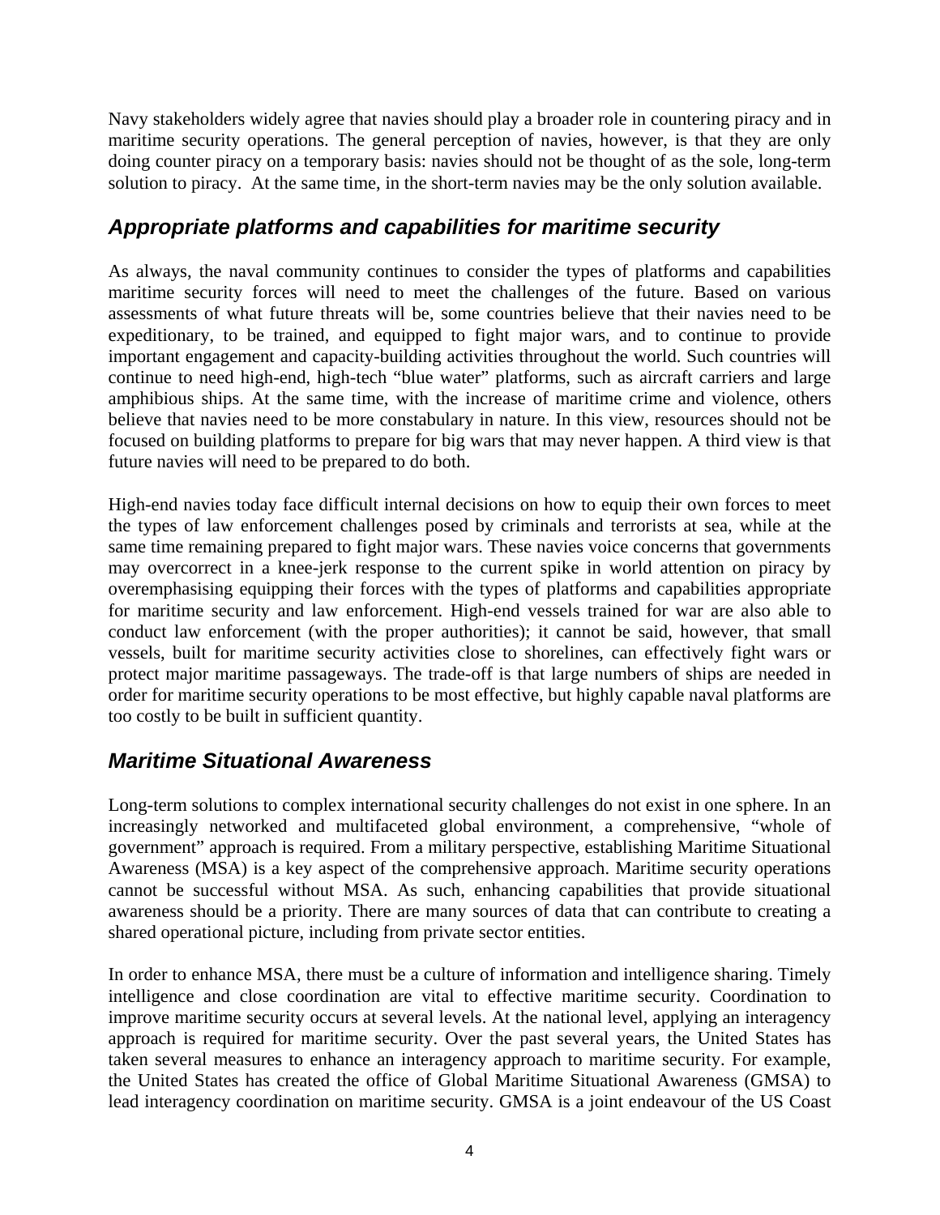Navy stakeholders widely agree that navies should play a broader role in countering piracy and in maritime security operations. The general perception of navies, however, is that they are only doing counter piracy on a temporary basis: navies should not be thought of as the sole, long-term solution to piracy. At the same time, in the short-term navies may be the only solution available.

## *Appropriate platforms and capabilities for maritime security*

As always, the naval community continues to consider the types of platforms and capabilities maritime security forces will need to meet the challenges of the future. Based on various assessments of what future threats will be, some countries believe that their navies need to be expeditionary, to be trained, and equipped to fight major wars, and to continue to provide important engagement and capacity-building activities throughout the world. Such countries will continue to need high-end, high-tech "blue water" platforms, such as aircraft carriers and large amphibious ships. At the same time, with the increase of maritime crime and violence, others believe that navies need to be more constabulary in nature. In this view, resources should not be focused on building platforms to prepare for big wars that may never happen. A third view is that future navies will need to be prepared to do both.

High-end navies today face difficult internal decisions on how to equip their own forces to meet the types of law enforcement challenges posed by criminals and terrorists at sea, while at the same time remaining prepared to fight major wars. These navies voice concerns that governments may overcorrect in a knee-jerk response to the current spike in world attention on piracy by overemphasising equipping their forces with the types of platforms and capabilities appropriate for maritime security and law enforcement. High-end vessels trained for war are also able to conduct law enforcement (with the proper authorities); it cannot be said, however, that small vessels, built for maritime security activities close to shorelines, can effectively fight wars or protect major maritime passageways. The trade-off is that large numbers of ships are needed in order for maritime security operations to be most effective, but highly capable naval platforms are too costly to be built in sufficient quantity.

## *Maritime Situational Awareness*

Long-term solutions to complex international security challenges do not exist in one sphere. In an increasingly networked and multifaceted global environment, a comprehensive, "whole of government" approach is required. From a military perspective, establishing Maritime Situational Awareness (MSA) is a key aspect of the comprehensive approach. Maritime security operations cannot be successful without MSA. As such, enhancing capabilities that provide situational awareness should be a priority. There are many sources of data that can contribute to creating a shared operational picture, including from private sector entities.

In order to enhance MSA, there must be a culture of information and intelligence sharing. Timely intelligence and close coordination are vital to effective maritime security. Coordination to improve maritime security occurs at several levels. At the national level, applying an interagency approach is required for maritime security. Over the past several years, the United States has taken several measures to enhance an interagency approach to maritime security. For example, the United States has created the office of Global Maritime Situational Awareness (GMSA) to lead interagency coordination on maritime security. GMSA is a joint endeavour of the US Coast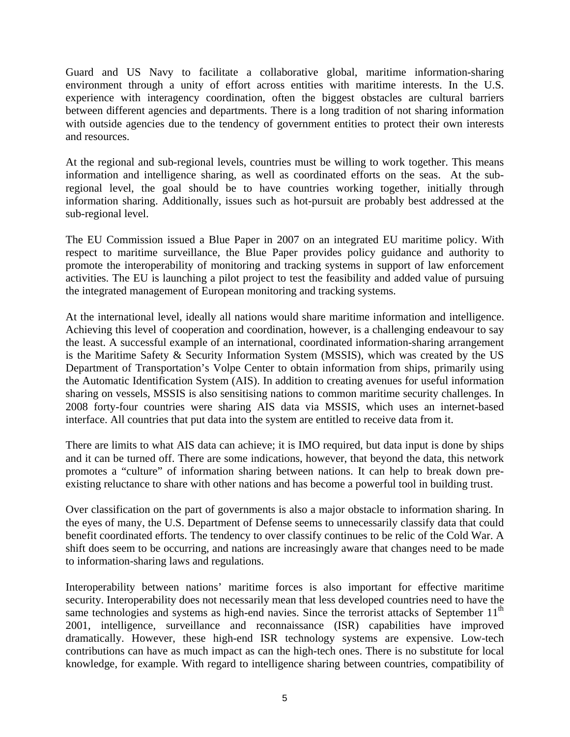Guard and US Navy to facilitate a collaborative global, maritime information-sharing environment through a unity of effort across entities with maritime interests. In the U.S. experience with interagency coordination, often the biggest obstacles are cultural barriers between different agencies and departments. There is a long tradition of not sharing information with outside agencies due to the tendency of government entities to protect their own interests and resources.

At the regional and sub-regional levels, countries must be willing to work together. This means information and intelligence sharing, as well as coordinated efforts on the seas. At the sub-regional level, the goal should be to have countries working together, initially through information sharing. Additionally, issues such as hot-pursuit are probably best addressed at the sub-regional level.

The EU Commission issued a Blue Paper in 2007 on an integrated EU maritime policy. With respect to maritime surveillance, the Blue Paper provides policy guidance and authority to promote the interoperability of monitoring and tracking systems in support of law enforcement activities. The EU is launching a pilot project to test the feasibility and added value of pursuing the integrated management of European monitoring and tracking systems.

At the international level, ideally all nations would share maritime information and intelligence. Achieving this level of cooperation and coordination, however, is a challenging endeavour to say the least. A successful example of an international, coordinated information-sharing arrangement is the Maritime Safety & Security Information System (MSSIS), which was created by the US Department of Transportation's Volpe Center to obtain information from ships, primarily using the Automatic Identification System (AIS). In addition to creating avenues for useful information sharing on vessels, MSSIS is also sensitising nations to common maritime security challenges. In 2008 forty-four countries were sharing AIS data via MSSIS, which uses an internet-based interface. All countries that put data into the system are entitled to receive data from it.

There are limits to what AIS data can achieve; it is IMO required, but data input is done by ships and it can be turned off. There are some indications, however, that beyond the data, this network promotes a "culture" of information sharing between nations. It can help to break down pre-existing reluctance to share with other nations and has become a powerful tool in building trust.

Over classification on the part of governments is also a major obstacle to information sharing. In the eyes of many, the U.S. Department of Defense seems to unnecessarily classify data that could benefit coordinated efforts. The tendency to over classify continues to be relic of the Cold War. A shift does seem to be occurring, and nations are increasingly aware that changes need to be made to information-sharing laws and regulations.

Interoperability between nations' maritime forces is also important for effective maritime security. Interoperability does not necessarily mean that less developed countries need to have the same technologies and systems as high-end navies. Since the terrorist attacks of September 11th 2001, intelligence, surveillance and reconnaissance (ISR) capabilities have improved dramatically. However, these high-end ISR technology systems are expensive. Low-tech contributions can have as much impact as can the high-tech ones. There is no substitute for local knowledge, for example. With regard to intelligence sharing between countries, compatibility of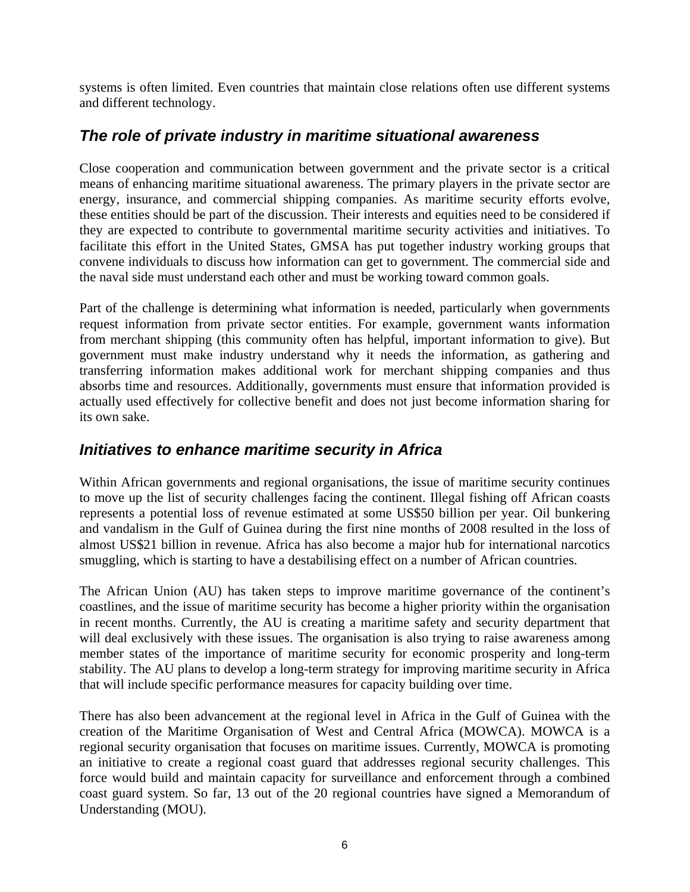systems is often limited. Even countries that maintain close relations often use different systems and different technology.

## *The role of private industry in maritime situational awareness*

Close cooperation and communication between government and the private sector is a critical means of enhancing maritime situational awareness. The primary players in the private sector are energy, insurance, and commercial shipping companies. As maritime security efforts evolve, these entities should be part of the discussion. Their interests and equities need to be considered if they are expected to contribute to governmental maritime security activities and initiatives. To facilitate this effort in the United States, GMSA has put together industry working groups that convene individuals to discuss how information can get to government. The commercial side and the naval side must understand each other and must be working toward common goals.

Part of the challenge is determining what information is needed, particularly when governments request information from private sector entities. For example, government wants information from merchant shipping (this community often has helpful, important information to give). But government must make industry understand why it needs the information, as gathering and transferring information makes additional work for merchant shipping companies and thus absorbs time and resources. Additionally, governments must ensure that information provided is actually used effectively for collective benefit and does not just become information sharing for its own sake.

## *Initiatives to enhance maritime security in Africa*

Within African governments and regional organisations, the issue of maritime security continues to move up the list of security challenges facing the continent. Illegal fishing off African coasts represents a potential loss of revenue estimated at some US$50 billion per year. Oil bunkering and vandalism in the Gulf of Guinea during the first nine months of 2008 resulted in the loss of almost US$21 billion in revenue. Africa has also become a major hub for international narcotics smuggling, which is starting to have a destabilising effect on a number of African countries.

The African Union (AU) has taken steps to improve maritime governance of the continent's coastlines, and the issue of maritime security has become a higher priority within the organisation in recent months. Currently, the AU is creating a maritime safety and security department that will deal exclusively with these issues. The organisation is also trying to raise awareness among member states of the importance of maritime security for economic prosperity and long-term stability. The AU plans to develop a long-term strategy for improving maritime security in Africa that will include specific performance measures for capacity building over time.

There has also been advancement at the regional level in Africa in the Gulf of Guinea with the creation of the Maritime Organisation of West and Central Africa (MOWCA). MOWCA is a regional security organisation that focuses on maritime issues. Currently, MOWCA is promoting an initiative to create a regional coast guard that addresses regional security challenges. This force would build and maintain capacity for surveillance and enforcement through a combined coast guard system. So far, 13 out of the 20 regional countries have signed a Memorandum of Understanding (MOU).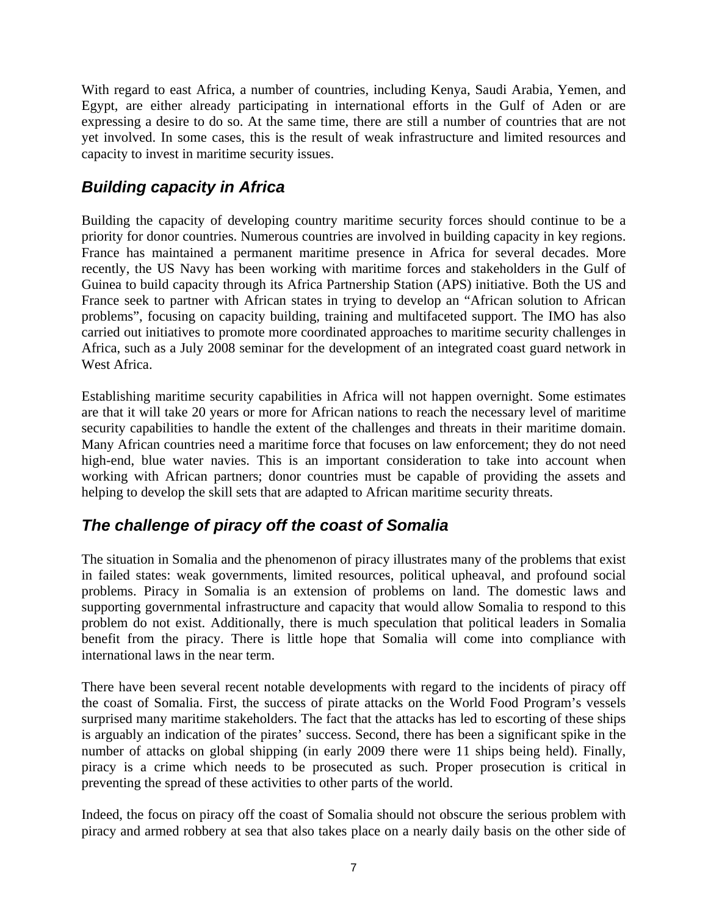With regard to east Africa, a number of countries, including Kenya, Saudi Arabia, Yemen, and Egypt, are either already participating in international efforts in the Gulf of Aden or are expressing a desire to do so. At the same time, there are still a number of countries that are not yet involved. In some cases, this is the result of weak infrastructure and limited resources and capacity to invest in maritime security issues.

## *Building capacity in Africa*

Building the capacity of developing country maritime security forces should continue to be a priority for donor countries. Numerous countries are involved in building capacity in key regions. France has maintained a permanent maritime presence in Africa for several decades. More recently, the US Navy has been working with maritime forces and stakeholders in the Gulf of Guinea to build capacity through its Africa Partnership Station (APS) initiative. Both the US and France seek to partner with African states in trying to develop an "African solution to African problems", focusing on capacity building, training and multifaceted support. The IMO has also carried out initiatives to promote more coordinated approaches to maritime security challenges in Africa, such as a July 2008 seminar for the development of an integrated coast guard network in West Africa.

Establishing maritime security capabilities in Africa will not happen overnight. Some estimates are that it will take 20 years or more for African nations to reach the necessary level of maritime security capabilities to handle the extent of the challenges and threats in their maritime domain. Many African countries need a maritime force that focuses on law enforcement; they do not need high-end, blue water navies. This is an important consideration to take into account when working with African partners; donor countries must be capable of providing the assets and helping to develop the skill sets that are adapted to African maritime security threats.

## *The challenge of piracy off the coast of Somalia*

The situation in Somalia and the phenomenon of piracy illustrates many of the problems that exist in failed states: weak governments, limited resources, political upheaval, and profound social problems. Piracy in Somalia is an extension of problems on land. The domestic laws and supporting governmental infrastructure and capacity that would allow Somalia to respond to this problem do not exist. Additionally, there is much speculation that political leaders in Somalia benefit from the piracy. There is little hope that Somalia will come into compliance with international laws in the near term.

There have been several recent notable developments with regard to the incidents of piracy off the coast of Somalia. First, the success of pirate attacks on the World Food Program's vessels surprised many maritime stakeholders. The fact that the attacks has led to escorting of these ships is arguably an indication of the pirates' success. Second, there has been a significant spike in the number of attacks on global shipping (in early 2009 there were 11 ships being held). Finally, piracy is a crime which needs to be prosecuted as such. Proper prosecution is critical in preventing the spread of these activities to other parts of the world.

Indeed, the focus on piracy off the coast of Somalia should not obscure the serious problem with piracy and armed robbery at sea that also takes place on a nearly daily basis on the other side of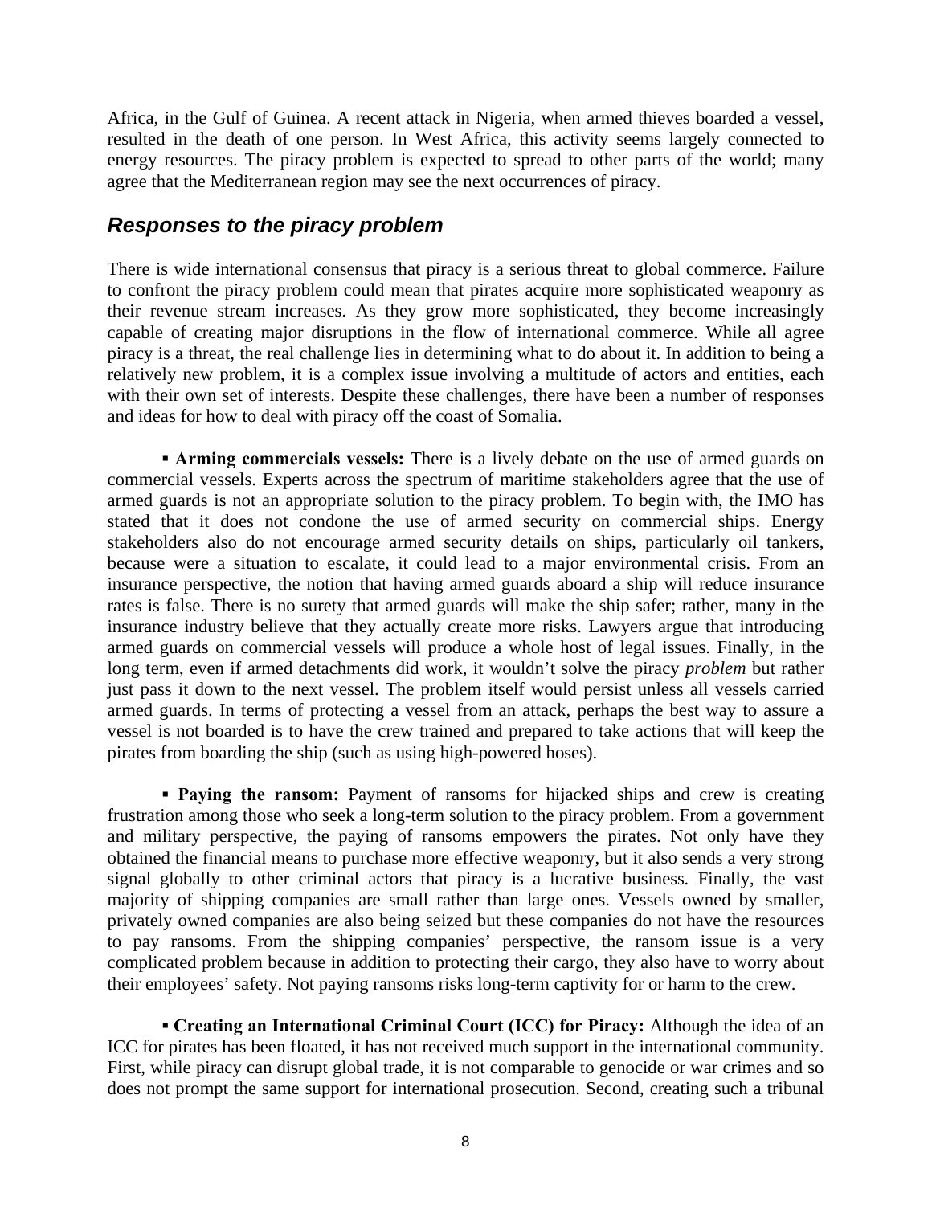Africa, in the Gulf of Guinea. A recent attack in Nigeria, when armed thieves boarded a vessel, resulted in the death of one person. In West Africa, this activity seems largely connected to energy resources. The piracy problem is expected to spread to other parts of the world; many agree that the Mediterranean region may see the next occurrences of piracy.

## *Responses to the piracy problem*

There is wide international consensus that piracy is a serious threat to global commerce. Failure to confront the piracy problem could mean that pirates acquire more sophisticated weaponry as their revenue stream increases. As they grow more sophisticated, they become increasingly capable of creating major disruptions in the flow of international commerce. While all agree piracy is a threat, the real challenge lies in determining what to do about it. In addition to being a relatively new problem, it is a complex issue involving a multitude of actors and entities, each with their own set of interests. Despite these challenges, there have been a number of responses and ideas for how to deal with piracy off the coast of Somalia.

▪ **Arming commercials vessels:** There is a lively debate on the use of armed guards on commercial vessels. Experts across the spectrum of maritime stakeholders agree that the use of armed guards is not an appropriate solution to the piracy problem. To begin with, the IMO has stated that it does not condone the use of armed security on commercial ships. Energy stakeholders also do not encourage armed security details on ships, particularly oil tankers, because were a situation to escalate, it could lead to a major environmental crisis. From an insurance perspective, the notion that having armed guards aboard a ship will reduce insurance rates is false. There is no surety that armed guards will make the ship safer; rather, many in the insurance industry believe that they actually create more risks. Lawyers argue that introducing armed guards on commercial vessels will produce a whole host of legal issues. Finally, in the long term, even if armed detachments did work, it wouldn't solve the piracy *problem* but rather just pass it down to the next vessel. The problem itself would persist unless all vessels carried armed guards. In terms of protecting a vessel from an attack, perhaps the best way to assure a vessel is not boarded is to have the crew trained and prepared to take actions that will keep the pirates from boarding the ship (such as using high-powered hoses).

▪ **Paying the ransom:** Payment of ransoms for hijacked ships and crew is creating frustration among those who seek a long-term solution to the piracy problem. From a government and military perspective, the paying of ransoms empowers the pirates. Not only have they obtained the financial means to purchase more effective weaponry, but it also sends a very strong signal globally to other criminal actors that piracy is a lucrative business. Finally, the vast majority of shipping companies are small rather than large ones. Vessels owned by smaller, privately owned companies are also being seized but these companies do not have the resources to pay ransoms. From the shipping companies' perspective, the ransom issue is a very complicated problem because in addition to protecting their cargo, they also have to worry about their employees' safety. Not paying ransoms risks long-term captivity for or harm to the crew.

▪ **Creating an International Criminal Court (ICC) for Piracy:** Although the idea of an ICC for pirates has been floated, it has not received much support in the international community. First, while piracy can disrupt global trade, it is not comparable to genocide or war crimes and so does not prompt the same support for international prosecution. Second, creating such a tribunal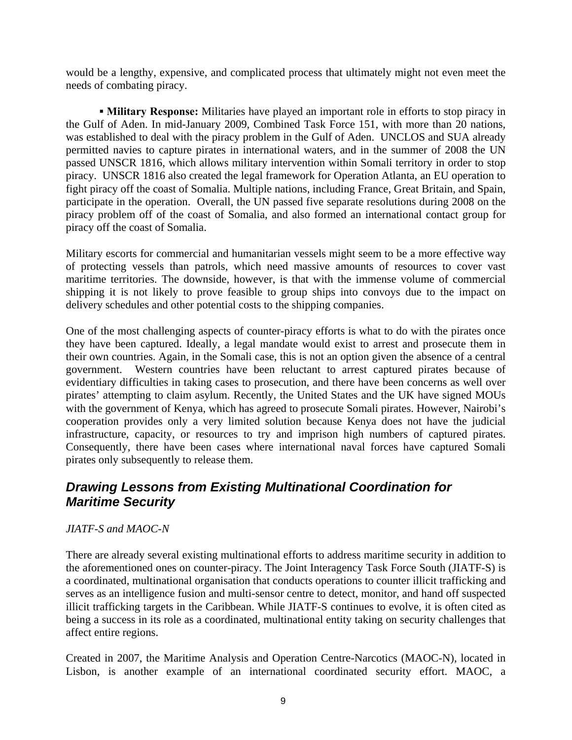would be a lengthy, expensive, and complicated process that ultimately might not even meet the needs of combating piracy.

▪ **Military Response:** Militaries have played an important role in efforts to stop piracy in the Gulf of Aden. In mid-January 2009, Combined Task Force 151, with more than 20 nations, was established to deal with the piracy problem in the Gulf of Aden. UNCLOS and SUA already permitted navies to capture pirates in international waters, and in the summer of 2008 the UN passed UNSCR 1816, which allows military intervention within Somali territory in order to stop piracy. UNSCR 1816 also created the legal framework for Operation Atlanta, an EU operation to fight piracy off the coast of Somalia. Multiple nations, including France, Great Britain, and Spain, participate in the operation. Overall, the UN passed five separate resolutions during 2008 on the piracy problem off of the coast of Somalia, and also formed an international contact group for piracy off the coast of Somalia.

Military escorts for commercial and humanitarian vessels might seem to be a more effective way of protecting vessels than patrols, which need massive amounts of resources to cover vast maritime territories. The downside, however, is that with the immense volume of commercial shipping it is not likely to prove feasible to group ships into convoys due to the impact on delivery schedules and other potential costs to the shipping companies.

One of the most challenging aspects of counter-piracy efforts is what to do with the pirates once they have been captured. Ideally, a legal mandate would exist to arrest and prosecute them in their own countries. Again, in the Somali case, this is not an option given the absence of a central government. Western countries have been reluctant to arrest captured pirates because of evidentiary difficulties in taking cases to prosecution, and there have been concerns as well over pirates' attempting to claim asylum. Recently, the United States and the UK have signed MOUs with the government of Kenya, which has agreed to prosecute Somali pirates. However, Nairobi's cooperation provides only a very limited solution because Kenya does not have the judicial infrastructure, capacity, or resources to try and imprison high numbers of captured pirates. Consequently, there have been cases where international naval forces have captured Somali pirates only subsequently to release them.

## *Drawing Lessons from Existing Multinational Coordination for Maritime Security*

*JIATF-S and MAOC-N*

There are already several existing multinational efforts to address maritime security in addition to the aforementioned ones on counter-piracy. The Joint Interagency Task Force South (JIATF-S) is a coordinated, multinational organisation that conducts operations to counter illicit trafficking and serves as an intelligence fusion and multi-sensor centre to detect, monitor, and hand off suspected illicit trafficking targets in the Caribbean. While JIATF-S continues to evolve, it is often cited as being a success in its role as a coordinated, multinational entity taking on security challenges that affect entire regions.

Created in 2007, the Maritime Analysis and Operation Centre-Narcotics (MAOC-N), located in Lisbon, is another example of an international coordinated security effort. MAOC, a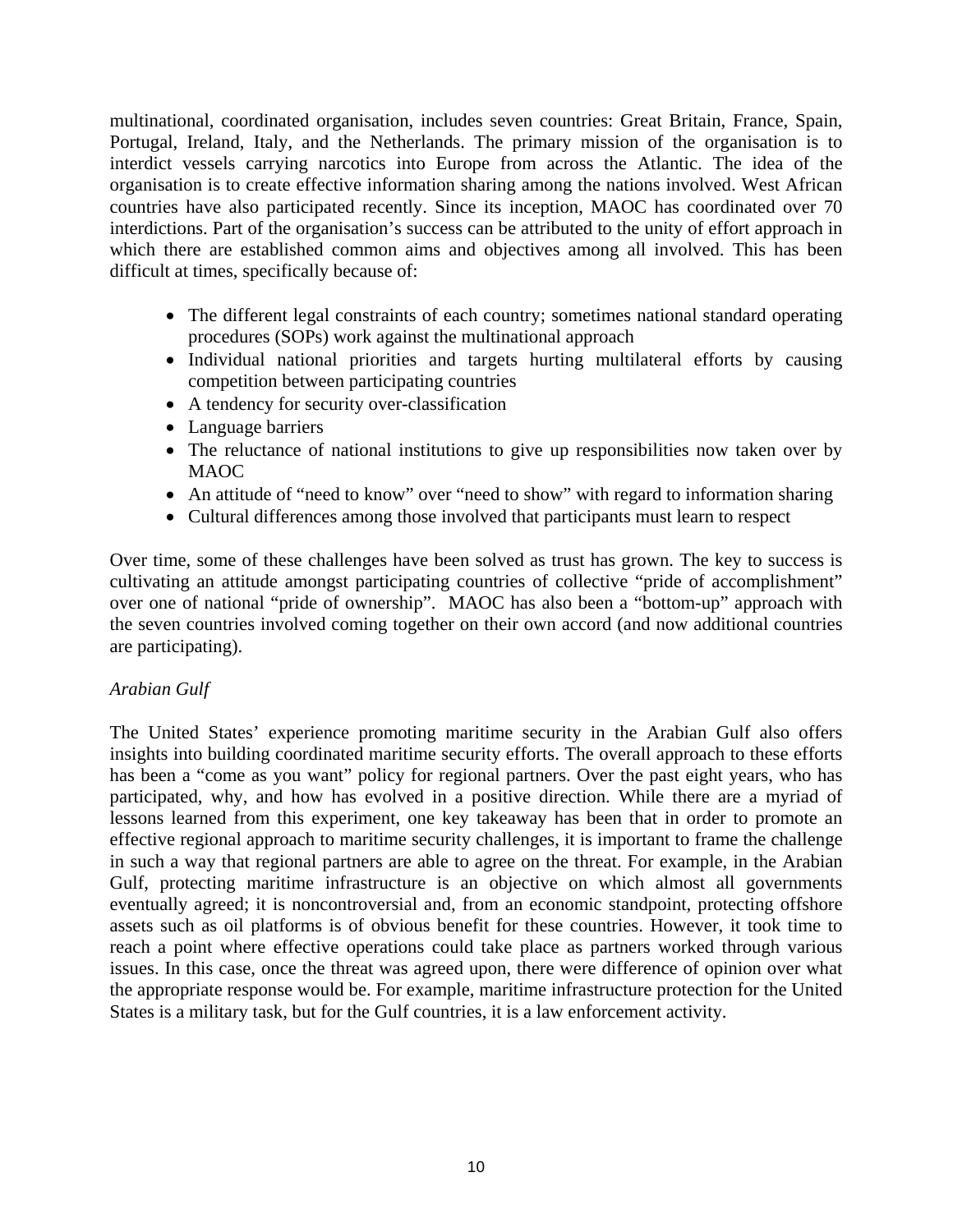multinational, coordinated organisation, includes seven countries: Great Britain, France, Spain, Portugal, Ireland, Italy, and the Netherlands. The primary mission of the organisation is to interdict vessels carrying narcotics into Europe from across the Atlantic. The idea of the organisation is to create effective information sharing among the nations involved. West African countries have also participated recently. Since its inception, MAOC has coordinated over 70 interdictions. Part of the organisation's success can be attributed to the unity of effort approach in which there are established common aims and objectives among all involved. This has been difficult at times, specifically because of:

- The different legal constraints of each country; sometimes national standard operating procedures (SOPs) work against the multinational approach
- Individual national priorities and targets hurting multilateral efforts by causing competition between participating countries
- A tendency for security over-classification
- Language barriers
- The reluctance of national institutions to give up responsibilities now taken over by MAOC
- An attitude of "need to know" over "need to show" with regard to information sharing
- Cultural differences among those involved that participants must learn to respect

Over time, some of these challenges have been solved as trust has grown. The key to success is cultivating an attitude amongst participating countries of collective "pride of accomplishment" over one of national "pride of ownership". MAOC has also been a "bottom-up" approach with the seven countries involved coming together on their own accord (and now additional countries are participating).

*Arabian Gulf*

The United States' experience promoting maritime security in the Arabian Gulf also offers insights into building coordinated maritime security efforts. The overall approach to these efforts has been a "come as you want" policy for regional partners. Over the past eight years, who has participated, why, and how has evolved in a positive direction. While there are a myriad of lessons learned from this experiment, one key takeaway has been that in order to promote an effective regional approach to maritime security challenges, it is important to frame the challenge in such a way that regional partners are able to agree on the threat. For example, in the Arabian Gulf, protecting maritime infrastructure is an objective on which almost all governments eventually agreed; it is noncontroversial and, from an economic standpoint, protecting offshore assets such as oil platforms is of obvious benefit for these countries. However, it took time to reach a point where effective operations could take place as partners worked through various issues. In this case, once the threat was agreed upon, there were difference of opinion over what the appropriate response would be. For example, maritime infrastructure protection for the United States is a military task, but for the Gulf countries, it is a law enforcement activity.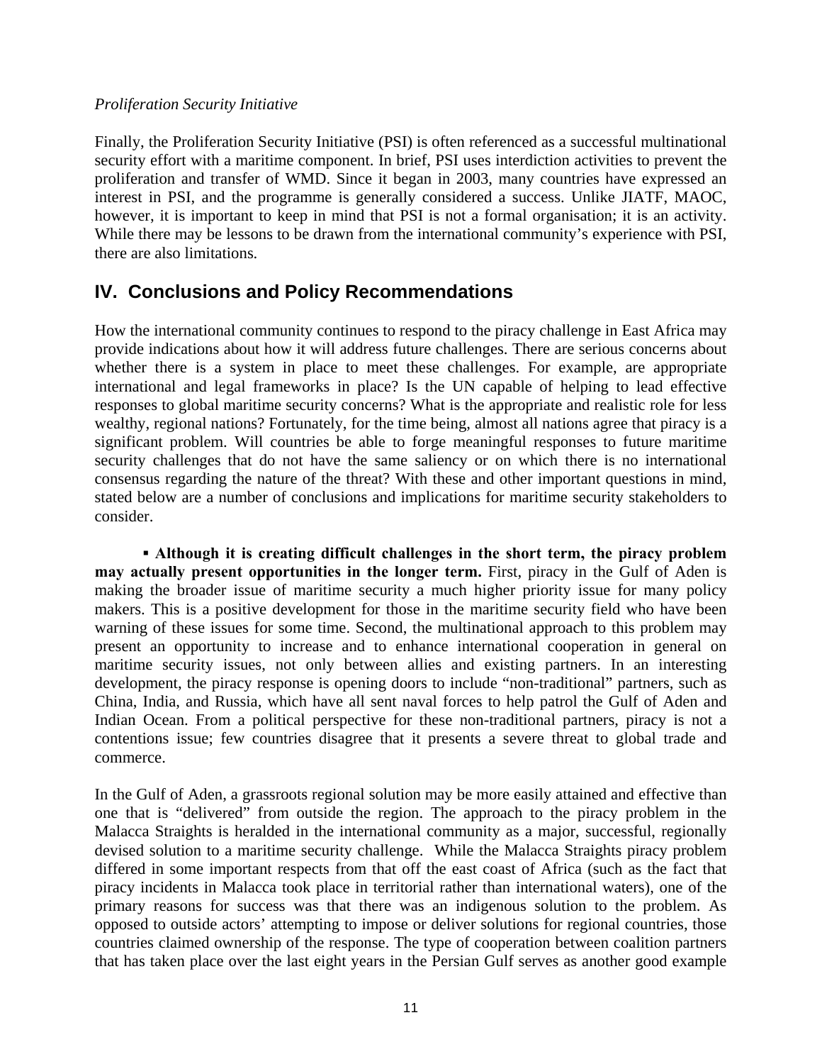*Proliferation Security Initiative*

Finally, the Proliferation Security Initiative (PSI) is often referenced as a successful multinational security effort with a maritime component. In brief, PSI uses interdiction activities to prevent the proliferation and transfer of WMD. Since it began in 2003, many countries have expressed an interest in PSI, and the programme is generally considered a success. Unlike JIATF, MAOC, however, it is important to keep in mind that PSI is not a formal organisation; it is an activity. While there may be lessons to be drawn from the international community's experience with PSI, there are also limitations.

## IV. Conclusions and Policy Recommendations

How the international community continues to respond to the piracy challenge in East Africa may provide indications about how it will address future challenges. There are serious concerns about whether there is a system in place to meet these challenges. For example, are appropriate international and legal frameworks in place? Is the UN capable of helping to lead effective responses to global maritime security concerns? What is the appropriate and realistic role for less wealthy, regional nations? Fortunately, for the time being, almost all nations agree that piracy is a significant problem. Will countries be able to forge meaningful responses to future maritime security challenges that do not have the same saliency or on which there is no international consensus regarding the nature of the threat? With these and other important questions in mind, stated below are a number of conclusions and implications for maritime security stakeholders to consider.

- **Although it is creating difficult challenges in the short term, the piracy problem may actually present opportunities in the longer term.** First, piracy in the Gulf of Aden is making the broader issue of maritime security a much higher priority issue for many policy makers. This is a positive development for those in the maritime security field who have been warning of these issues for some time. Second, the multinational approach to this problem may present an opportunity to increase and to enhance international cooperation in general on maritime security issues, not only between allies and existing partners. In an interesting development, the piracy response is opening doors to include "non-traditional" partners, such as China, India, and Russia, which have all sent naval forces to help patrol the Gulf of Aden and Indian Ocean. From a political perspective for these non-traditional partners, piracy is not a contentions issue; few countries disagree that it presents a severe threat to global trade and commerce.

In the Gulf of Aden, a grassroots regional solution may be more easily attained and effective than one that is "delivered" from outside the region. The approach to the piracy problem in the Malacca Straights is heralded in the international community as a major, successful, regionally devised solution to a maritime security challenge. While the Malacca Straights piracy problem differed in some important respects from that off the east coast of Africa (such as the fact that piracy incidents in Malacca took place in territorial rather than international waters), one of the primary reasons for success was that there was an indigenous solution to the problem. As opposed to outside actors' attempting to impose or deliver solutions for regional countries, those countries claimed ownership of the response. The type of cooperation between coalition partners that has taken place over the last eight years in the Persian Gulf serves as another good example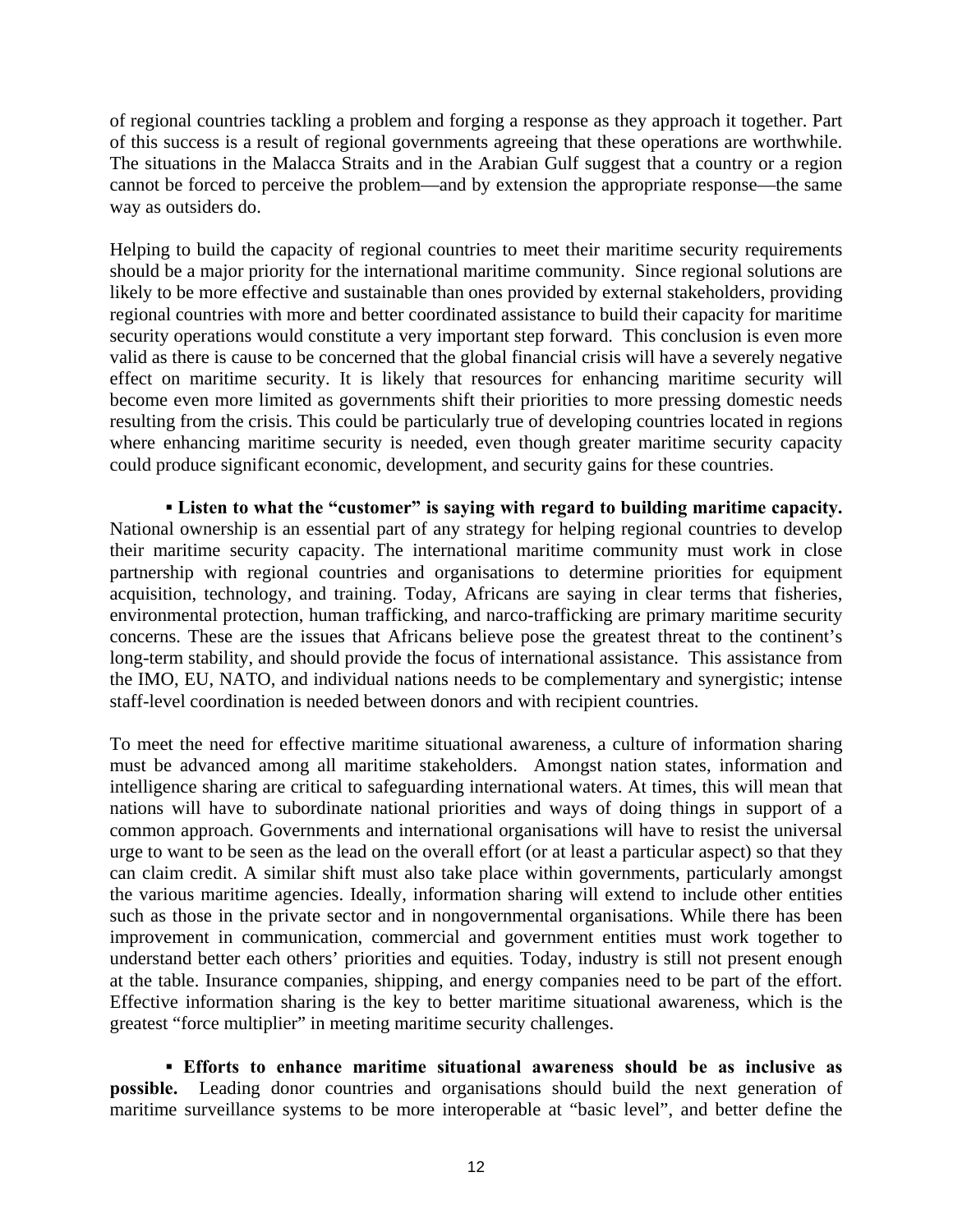of regional countries tackling a problem and forging a response as they approach it together. Part of this success is a result of regional governments agreeing that these operations are worthwhile. The situations in the Malacca Straits and in the Arabian Gulf suggest that a country or a region cannot be forced to perceive the problem—and by extension the appropriate response—the same way as outsiders do.

Helping to build the capacity of regional countries to meet their maritime security requirements should be a major priority for the international maritime community. Since regional solutions are likely to be more effective and sustainable than ones provided by external stakeholders, providing regional countries with more and better coordinated assistance to build their capacity for maritime security operations would constitute a very important step forward. This conclusion is even more valid as there is cause to be concerned that the global financial crisis will have a severely negative effect on maritime security. It is likely that resources for enhancing maritime security will become even more limited as governments shift their priorities to more pressing domestic needs resulting from the crisis. This could be particularly true of developing countries located in regions where enhancing maritime security is needed, even though greater maritime security capacity could produce significant economic, development, and security gains for these countries.

▪ **Listen to what the "customer" is saying with regard to building maritime capacity.** National ownership is an essential part of any strategy for helping regional countries to develop their maritime security capacity. The international maritime community must work in close partnership with regional countries and organisations to determine priorities for equipment acquisition, technology, and training. Today, Africans are saying in clear terms that fisheries, environmental protection, human trafficking, and narco-trafficking are primary maritime security concerns. These are the issues that Africans believe pose the greatest threat to the continent's long-term stability, and should provide the focus of international assistance. This assistance from the IMO, EU, NATO, and individual nations needs to be complementary and synergistic; intense staff-level coordination is needed between donors and with recipient countries.

To meet the need for effective maritime situational awareness, a culture of information sharing must be advanced among all maritime stakeholders. Amongst nation states, information and intelligence sharing are critical to safeguarding international waters. At times, this will mean that nations will have to subordinate national priorities and ways of doing things in support of a common approach. Governments and international organisations will have to resist the universal urge to want to be seen as the lead on the overall effort (or at least a particular aspect) so that they can claim credit. A similar shift must also take place within governments, particularly amongst the various maritime agencies. Ideally, information sharing will extend to include other entities such as those in the private sector and in nongovernmental organisations. While there has been improvement in communication, commercial and government entities must work together to understand better each others' priorities and equities. Today, industry is still not present enough at the table. Insurance companies, shipping, and energy companies need to be part of the effort. Effective information sharing is the key to better maritime situational awareness, which is the greatest "force multiplier" in meeting maritime security challenges.

▪ **Efforts to enhance maritime situational awareness should be as inclusive as possible.** Leading donor countries and organisations should build the next generation of maritime surveillance systems to be more interoperable at "basic level", and better define the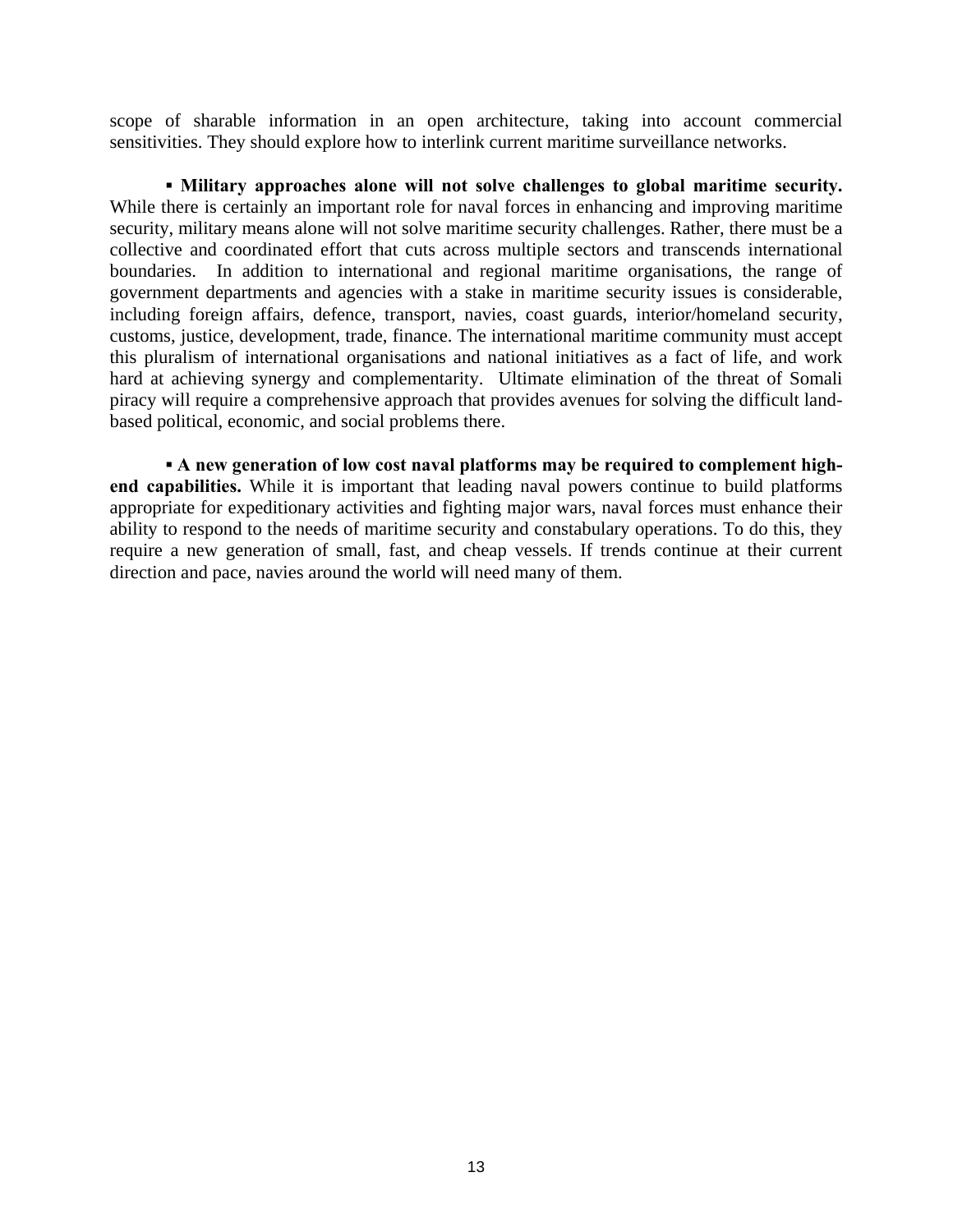scope of sharable information in an open architecture, taking into account commercial sensitivities. They should explore how to interlink current maritime surveillance networks.

▪ **Military approaches alone will not solve challenges to global maritime security.** While there is certainly an important role for naval forces in enhancing and improving maritime security, military means alone will not solve maritime security challenges. Rather, there must be a collective and coordinated effort that cuts across multiple sectors and transcends international boundaries. In addition to international and regional maritime organisations, the range of government departments and agencies with a stake in maritime security issues is considerable, including foreign affairs, defence, transport, navies, coast guards, interior/homeland security, customs, justice, development, trade, finance. The international maritime community must accept this pluralism of international organisations and national initiatives as a fact of life, and work hard at achieving synergy and complementarity. Ultimate elimination of the threat of Somali piracy will require a comprehensive approach that provides avenues for solving the difficult land-based political, economic, and social problems there.

▪ **A new generation of low cost naval platforms may be required to complement high-end capabilities.** While it is important that leading naval powers continue to build platforms appropriate for expeditionary activities and fighting major wars, naval forces must enhance their ability to respond to the needs of maritime security and constabulary operations. To do this, they require a new generation of small, fast, and cheap vessels. If trends continue at their current direction and pace, navies around the world will need many of them.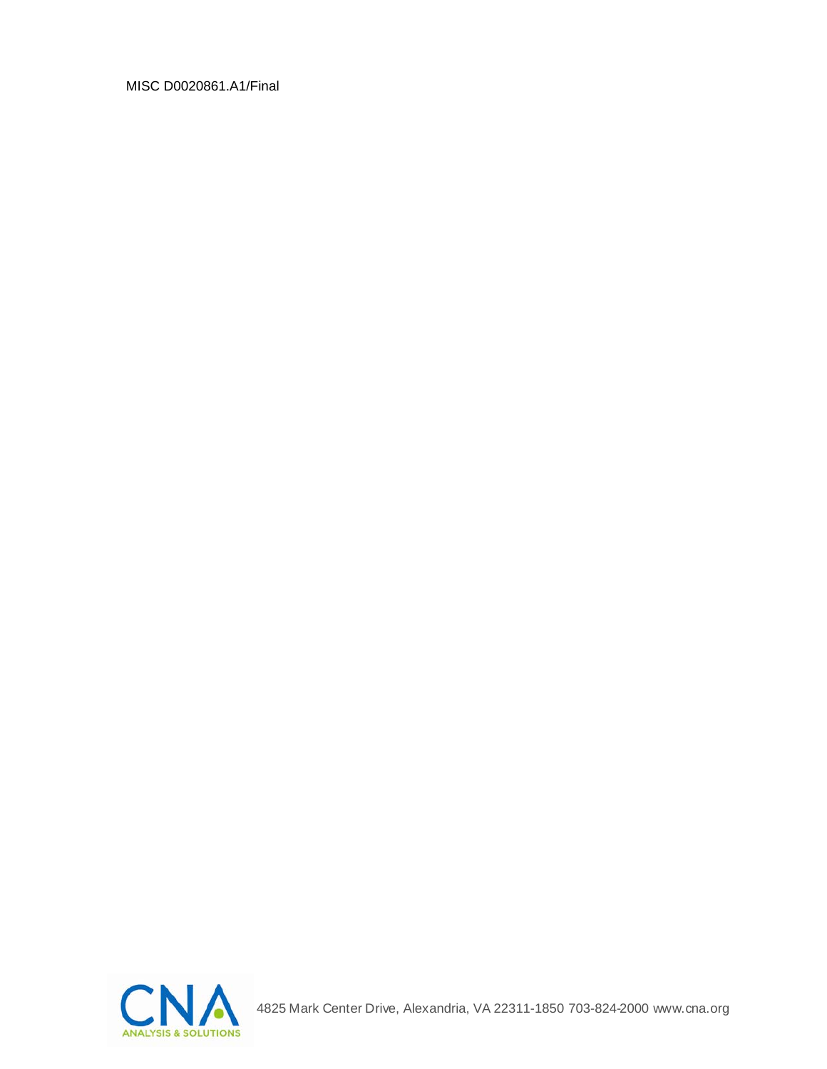MISC D0020861.A1/Final

CNA
ANALYSIS & SOLUTIONS

4825 Mark Center Drive, Alexandria, VA 22311-1850 703-824-2000 www.cna.org